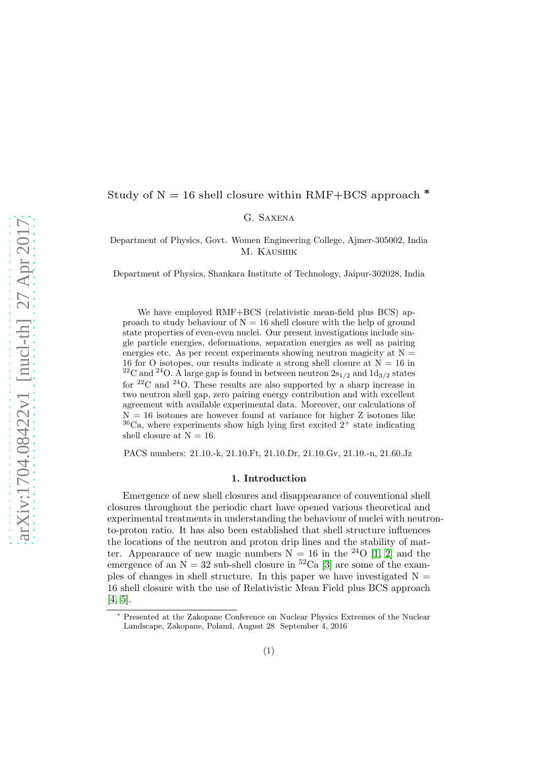# Study of N = 16 shell closure within RMF+BCS approach *

G. Saxena

Department of Physics, Govt. Women Engineering College, Ajmer-305002, India

M. Kaushik

Department of Physics, Shankara Institute of Technology, Jaipur-302028, India

We have employed RMF+BCS (relativistic mean-field plus BCS) approach to study behaviour of N = 16 shell closure with the help of ground state properties of even-even nuclei. Our present investigations include single particle energies, deformations, separation energies as well as pairing energies etc. As per recent experiments showing neutron magicity at N = 16 for O isotopes, our results indicate a strong shell closure at N = 16 in $^{22}$C and $^{24}$O. A large gap is found in between neutron $2s_{1/2}$ and $1d_{3/2}$ states for $^{22}$C and $^{24}$O. These results are also supported by a sharp increase in two neutron shell gap, zero pairing energy contribution and with excellent agreement with available experimental data. Moreover, our calculations of N = 16 isotones are however found at variance for higher Z isotones like $^{36}$Ca, where experiments show high lying first excited $2^+$ state indicating shell closure at N = 16.

PACS numbers: 21.10.-k, 21.10.Ft, 21.10.Dr, 21.10.Gv, 21.10.-n, 21.60.Jz

## 1. Introduction

Emergence of new shell closures and disappearance of conventional shell closures throughout the periodic chart have opened various theoretical and experimental treatments in understanding the behaviour of nuclei with neutron-to-proton ratio. It has also been established that shell structure influences the locations of the neutron and proton drip lines and the stability of matter. Appearance of new magic numbers N = 16 in the $^{24}$O [1, 2] and the emergence of an N = 32 sub-shell closure in $^{52}$Ca [3] are some of the examples of changes in shell structure. In this paper we have investigated N = 16 shell closure with the use of Relativistic Mean Field plus BCS approach [4, 5].

* Presented at the Zakopane Conference on Nuclear Physics Extremes of the Nuclear Landscape, Zakopane, Poland, August 28 September 4, 2016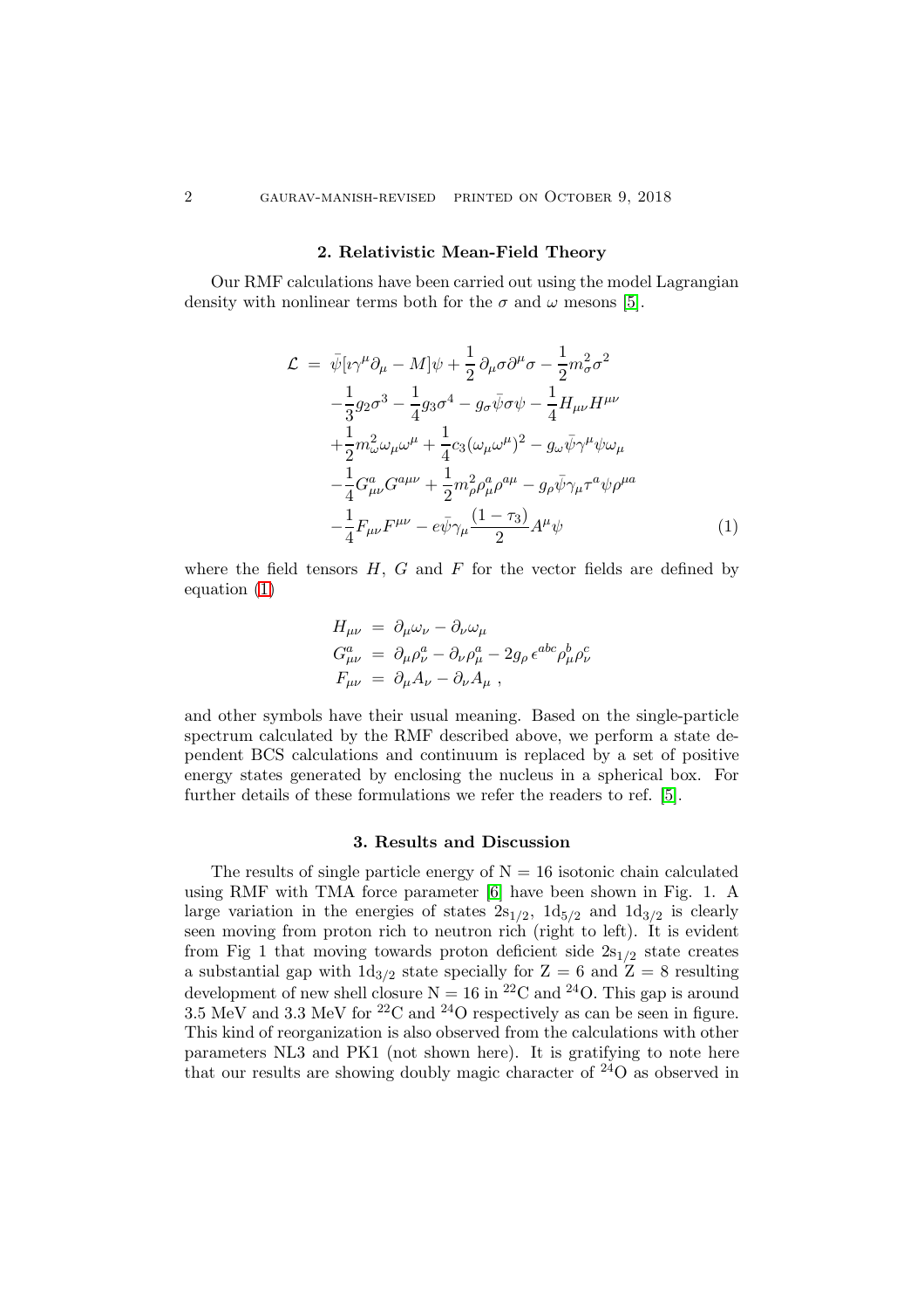## 2. Relativistic Mean-Field Theory

Our RMF calculations have been carried out using the model Lagrangian density with nonlinear terms both for the $\sigma$ and $\omega$ mesons [5].

$$
\begin{aligned}
\mathcal{L} \;=\; & \bar{\psi}[\imath\gamma^{\mu}\partial_{\mu} - M]\psi + \frac{1}{2}\,\partial_{\mu}\sigma\partial^{\mu}\sigma - \frac{1}{2}m_{\sigma}^{2}\sigma^{2} \\
& - \frac{1}{3}g_{2}\sigma^{3} - \frac{1}{4}g_{3}\sigma^{4} - g_{\sigma}\bar{\psi}\sigma\psi - \frac{1}{4}H_{\mu\nu}H^{\mu\nu} \\
& + \frac{1}{2}m_{\omega}^{2}\omega_{\mu}\omega^{\mu} + \frac{1}{4}c_{3}(\omega_{\mu}\omega^{\mu})^{2} - g_{\omega}\bar{\psi}\gamma^{\mu}\psi\omega_{\mu} \\
& - \frac{1}{4}G_{\mu\nu}^{a}G^{a\mu\nu} + \frac{1}{2}m_{\rho}^{2}\rho_{\mu}^{a}\rho^{a\mu} - g_{\rho}\bar{\psi}\gamma_{\mu}\tau^{a}\psi\rho^{\mu a} \\
& - \frac{1}{4}F_{\mu\nu}F^{\mu\nu} - e\bar{\psi}\gamma_{\mu}\frac{(1-\tau_{3})}{2}A^{\mu}\psi
\end{aligned}
\tag{1}
$$

where the field tensors $H$, $G$ and $F$ for the vector fields are defined by equation (1)

$$
\begin{aligned}
H_{\mu\nu} &= \partial_{\mu}\omega_{\nu} - \partial_{\nu}\omega_{\mu} \\
G_{\mu\nu}^{a} &= \partial_{\mu}\rho_{\nu}^{a} - \partial_{\nu}\rho_{\mu}^{a} - 2g_{\rho}\,\epsilon^{abc}\rho_{\mu}^{b}\rho_{\nu}^{c} \\
F_{\mu\nu} &= \partial_{\mu}A_{\nu} - \partial_{\nu}A_{\mu}\;,
\end{aligned}
$$

and other symbols have their usual meaning. Based on the single-particle spectrum calculated by the RMF described above, we perform a state dependent BCS calculations and continuum is replaced by a set of positive energy states generated by enclosing the nucleus in a spherical box. For further details of these formulations we refer the readers to ref. [5].

## 3. Results and Discussion

The results of single particle energy of N = 16 isotonic chain calculated using RMF with TMA force parameter [6] have been shown in Fig. 1. A large variation in the energies of states $2s_{1/2}$, $1d_{5/2}$ and $1d_{3/2}$ is clearly seen moving from proton rich to neutron rich (right to left). It is evident from Fig 1 that moving towards proton deficient side $2s_{1/2}$ state creates a substantial gap with $1d_{3/2}$ state specially for Z = 6 and Z = 8 resulting development of new shell closure N = 16 in $^{22}$C and $^{24}$O. This gap is around 3.5 MeV and 3.3 MeV for $^{22}$C and $^{24}$O respectively as can be seen in figure. This kind of reorganization is also observed from the calculations with other parameters NL3 and PK1 (not shown here). It is gratifying to note here that our results are showing doubly magic character of $^{24}$O as observed in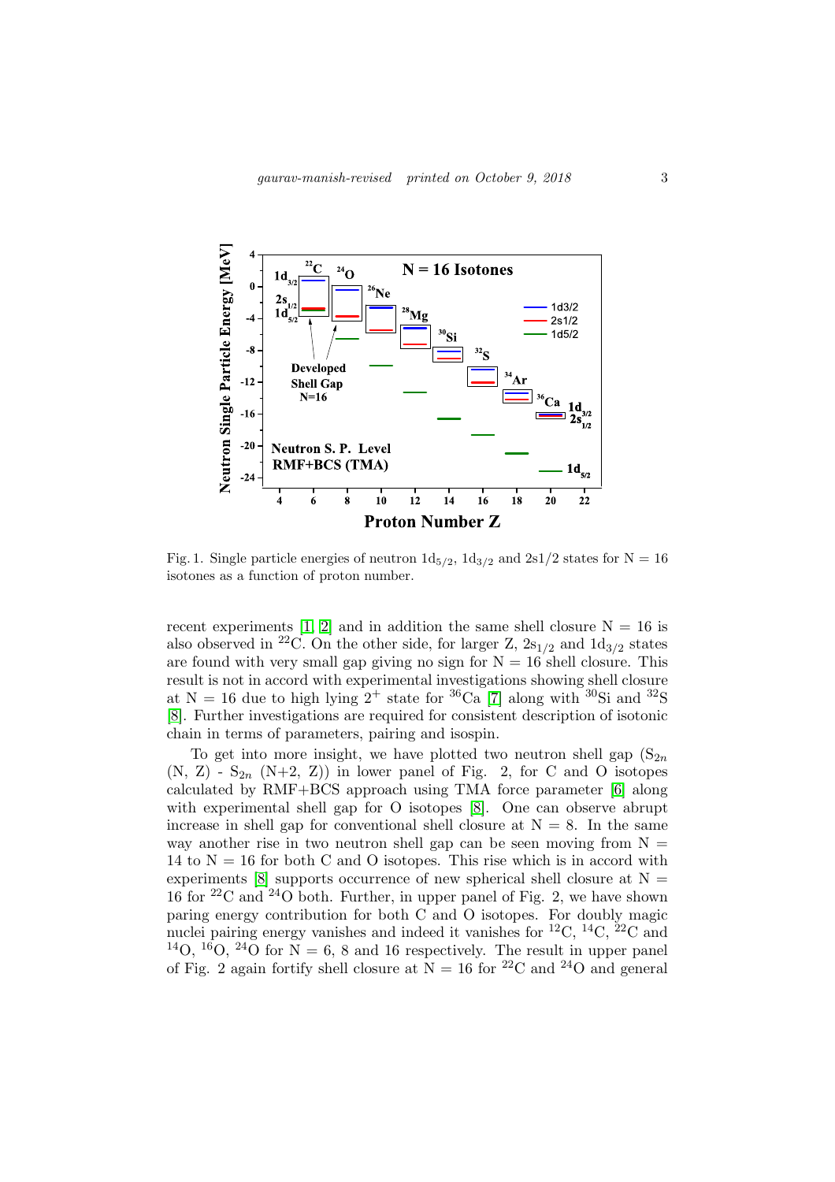Fig. 1. Single particle energies of neutron $1d_{5/2}$, $1d_{3/2}$ and $2s1/2$ states for N = 16 isotones as a function of proton number.

recent experiments [1, 2] and in addition the same shell closure N = 16 is also observed in $^{22}$C. On the other side, for larger Z, $2s_{1/2}$ and $1d_{3/2}$ states are found with very small gap giving no sign for N = 16 shell closure. This result is not in accord with experimental investigations showing shell closure at N = 16 due to high lying $2^+$ state for $^{36}$Ca [7] along with $^{30}$Si and $^{32}$S [8]. Further investigations are required for consistent description of isotonic chain in terms of parameters, pairing and isospin.

To get into more insight, we have plotted two neutron shell gap ($S_{2n}$ (N, Z) - $S_{2n}$ (N+2, Z)) in lower panel of Fig. 2, for C and O isotopes calculated by RMF+BCS approach using TMA force parameter [6] along with experimental shell gap for O isotopes [8]. One can observe abrupt increase in shell gap for conventional shell closure at N = 8. In the same way another rise in two neutron shell gap can be seen moving from N = 14 to N = 16 for both C and O isotopes. This rise which is in accord with experiments [8] supports occurrence of new spherical shell closure at N = 16 for $^{22}$C and $^{24}$O both. Further, in upper panel of Fig. 2, we have shown paring energy contribution for both C and O isotopes. For doubly magic nuclei pairing energy vanishes and indeed it vanishes for $^{12}$C, $^{14}$C, $^{22}$C and $^{14}$O, $^{16}$O, $^{24}$O for N = 6, 8 and 16 respectively. The result in upper panel of Fig. 2 again fortify shell closure at N = 16 for $^{22}$C and $^{24}$O and general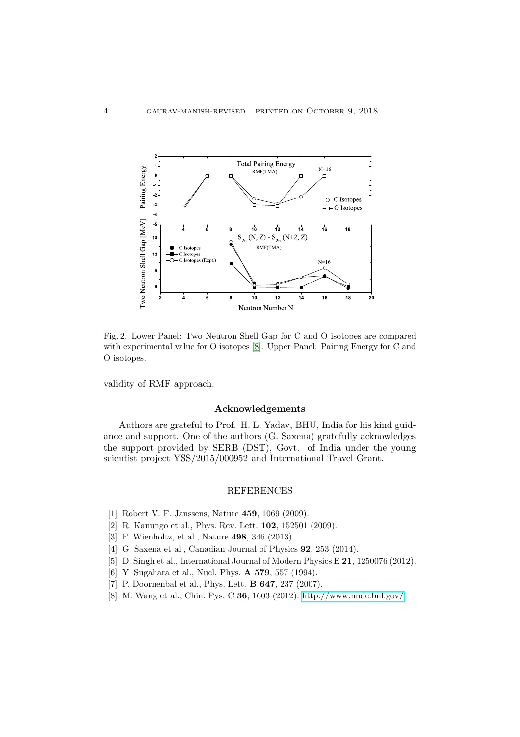Total Pairing Energy

RMF(TMA)

N=16

C Isotopes

O Isotopes

Pairing Energy

2
1
0
-1
-2
-3
-4
-5

4 6 8 10 12 14 16 18

$S_{2n}$ (N, Z) - $S_{2n}$ (N+2, Z)

RMF(TMA)

O Isotopes

C Isotopes

O Isotopes (Expt.)

N=16

Two Neutron Shell Gap [MeV]

18
12
6
0

2 4 6 8 10 12 14 16 18 20

Neutron Number N

Fig. 2. Lower Panel: Two Neutron Shell Gap for C and O isotopes are compared with experimental value for O isotopes [8]. Upper Panel: Pairing Energy for C and O isotopes.

validity of RMF approach.

### Acknowledgements

Authors are grateful to Prof. H. L. Yadav, BHU, India for his kind guidance and support. One of the authors (G. Saxena) gratefully acknowledges the support provided by SERB (DST), Govt. of India under the young scientist project YSS/2015/000952 and International Travel Grant.

### REFERENCES

[1] Robert V. F. Janssens, Nature **459**, 1069 (2009).

[2] R. Kanungo et al., Phys. Rev. Lett. **102**, 152501 (2009).

[3] F. Wienholtz, et al., Nature **498**, 346 (2013).

[4] G. Saxena et al., Canadian Journal of Physics **92**, 253 (2014).

[5] D. Singh et al., International Journal of Modern Physics E **21**, 1250076 (2012).

[6] Y. Sugahara et al., Nucl. Phys. **A 579**, 557 (1994).

[7] P. Doornenbal et al., Phys. Lett. **B 647**, 237 (2007).

[8] M. Wang et al., Chin. Pys. C **36**, 1603 (2012). http://www.nndc.bnl.gov/